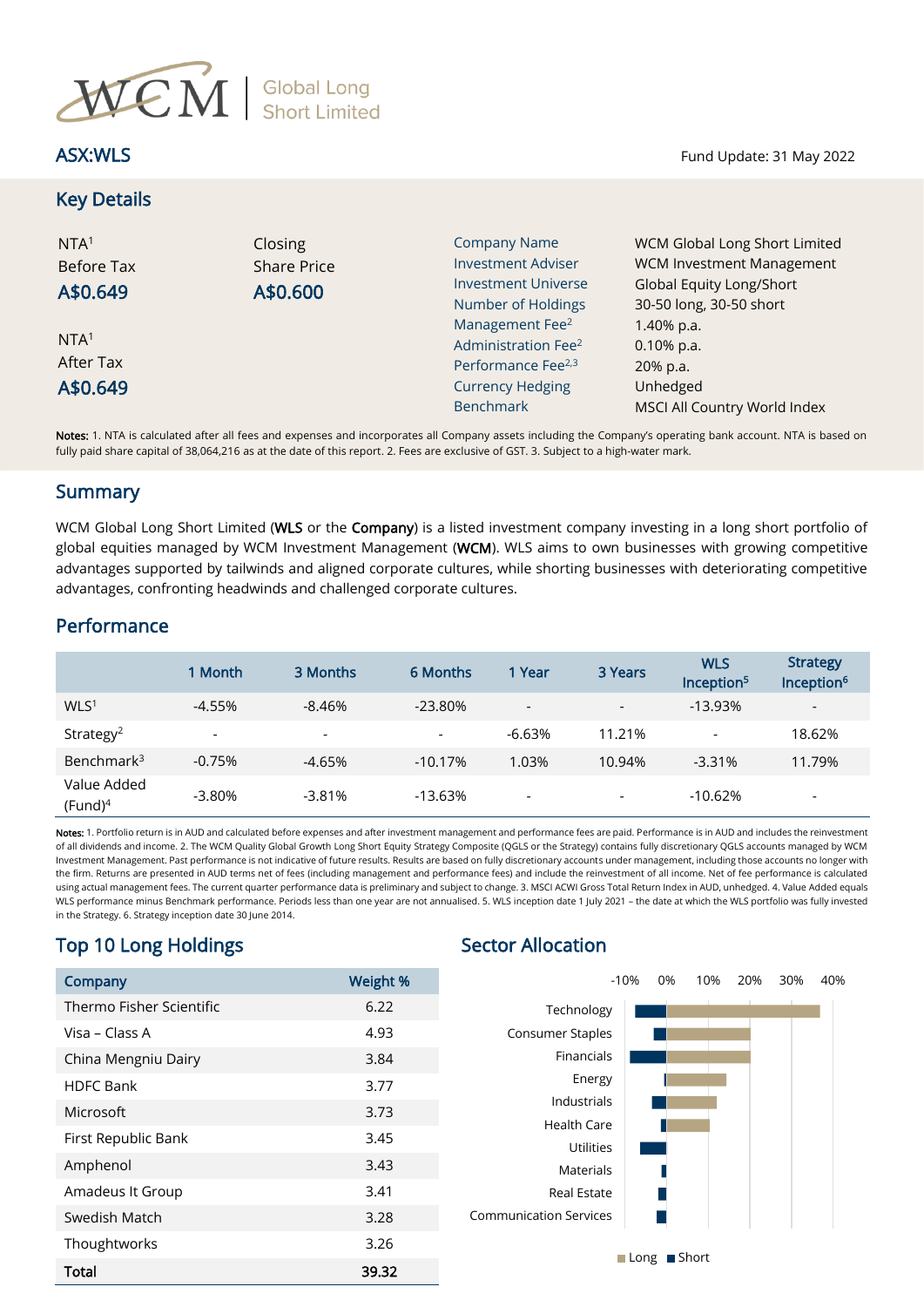# WCM Global Long Short Limited

ASX:WLS

Fund Update: 31 May 2022

## Key Details

NTA[1] Before Tax
**A$0.649**

Closing Share Price
**A$0.600**

NTA[1] After Tax
**A$0.649**

| | |
|---|---|
| Company Name | WCM Global Long Short Limited |
| Investment Adviser | WCM Investment Management |
| Investment Universe | Global Equity Long/Short |
| Number of Holdings | 30-50 long, 30-50 short |
| Management Fee[2] | 1.40% p.a. |
| Administration Fee[2] | 0.10% p.a. |
| Performance Fee[2,3] | 20% p.a. |
| Currency Hedging | Unhedged |
| Benchmark | MSCI All Country World Index |

**Notes:** 1. NTA is calculated after all fees and expenses and incorporates all Company assets including the Company's operating bank account. NTA is based on fully paid share capital of 38,064,216 as at the date of this report. 2. Fees are exclusive of GST. 3. Subject to a high-water mark.

## Summary

WCM Global Long Short Limited (**WLS** or the **Company**) is a listed investment company investing in a long short portfolio of global equities managed by WCM Investment Management (**WCM**). WLS aims to own businesses with growing competitive advantages supported by tailwinds and aligned corporate cultures, while shorting businesses with deteriorating competitive advantages, confronting headwinds and challenged corporate cultures.

## Performance

| | 1 Month | 3 Months | 6 Months | 1 Year | 3 Years | WLS Inception[5] | Strategy Inception[6] |
|---|---|---|---|---|---|---|---|
| WLS[1] | -4.55% | -8.46% | -23.80% | - | - | -13.93% | - |
| Strategy[2] | - | - | - | -6.63% | 11.21% | - | 18.62% |
| Benchmark[3] | -0.75% | -4.65% | -10.17% | 1.03% | 10.94% | -3.31% | 11.79% |
| Value Added (Fund)[4] | -3.80% | -3.81% | -13.63% | - | - | -10.62% | - |

**Notes:** 1. Portfolio return is in AUD and calculated before expenses and after investment management and performance fees are paid. Performance is in AUD and includes the reinvestment of all dividends and income. 2. The WCM Quality Global Growth Long Short Equity Strategy Composite (QGLS or the Strategy) contains fully discretionary QGLS accounts managed by WCM Investment Management. Past performance is not indicative of future results. Results are based on fully discretionary accounts under management, including those accounts no longer with the firm. Returns are presented in AUD terms net of fees (including management and performance fees) and include the reinvestment of all income. Net of fee performance is calculated using actual management fees. The current quarter performance data is preliminary and subject to change. 3. MSCI ACWI Gross Total Return Index in AUD, unhedged. 4. Value Added equals WLS performance minus Benchmark performance. Periods less than one year are not annualised. 5. WLS inception date 1 July 2021 – the date at which the WLS portfolio was fully invested in the Strategy. 6. Strategy inception date 30 June 2014.

## Top 10 Long Holdings

| Company | Weight % |
|---|---|
| Thermo Fisher Scientific | 6.22 |
| Visa – Class A | 4.93 |
| China Mengniu Dairy | 3.84 |
| HDFC Bank | 3.77 |
| Microsoft | 3.73 |
| First Republic Bank | 3.45 |
| Amphenol | 3.43 |
| Amadeus It Group | 3.41 |
| Swedish Match | 3.28 |
| Thoughtworks | 3.26 |
| **Total** | **39.32** |

## Sector Allocation

Sectors: Technology, Consumer Staples, Financials, Energy, Industrials, Health Care, Utilities, Materials, Real Estate, Communication Services

Axis: -10%, 0%, 10%, 20%, 30%, 40%

Legend: Long, Short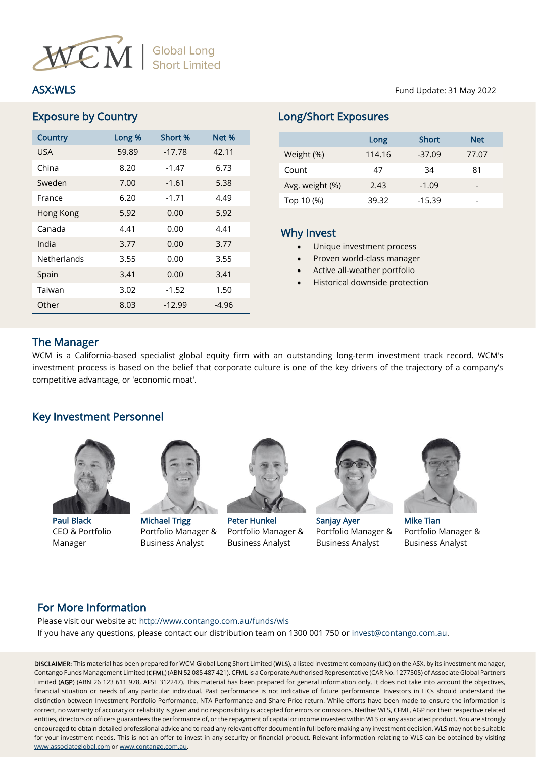WCM | Global Long Short Limited

ASX:WLS

Fund Update: 31 May 2022

## Exposure by Country

| Country | Long % | Short % | Net % |
|---|---|---|---|
| USA | 59.89 | -17.78 | 42.11 |
| China | 8.20 | -1.47 | 6.73 |
| Sweden | 7.00 | -1.61 | 5.38 |
| France | 6.20 | -1.71 | 4.49 |
| Hong Kong | 5.92 | 0.00 | 5.92 |
| Canada | 4.41 | 0.00 | 4.41 |
| India | 3.77 | 0.00 | 3.77 |
| Netherlands | 3.55 | 0.00 | 3.55 |
| Spain | 3.41 | 0.00 | 3.41 |
| Taiwan | 3.02 | -1.52 | 1.50 |
| Other | 8.03 | -12.99 | -4.96 |

## Long/Short Exposures

| | Long | Short | Net |
|---|---|---|---|
| Weight (%) | 114.16 | -37.09 | 77.07 |
| Count | 47 | 34 | 81 |
| Avg. weight (%) | 2.43 | -1.09 | - |
| Top 10 (%) | 39.32 | -15.39 | - |

## Why Invest

- Unique investment process
- Proven world-class manager
- Active all-weather portfolio
- Historical downside protection

## The Manager

WCM is a California-based specialist global equity firm with an outstanding long-term investment track record. WCM's investment process is based on the belief that corporate culture is one of the key drivers of the trajectory of a company's competitive advantage, or 'economic moat'.

## Key Investment Personnel

**Paul Black**
CEO & Portfolio Manager

**Michael Trigg**
Portfolio Manager & Business Analyst

**Peter Hunkel**
Portfolio Manager & Business Analyst

**Sanjay Ayer**
Portfolio Manager & Business Analyst

**Mike Tian**
Portfolio Manager & Business Analyst

## For More Information

Please visit our website at: http://www.contango.com.au/funds/wls
If you have any questions, please contact our distribution team on 1300 001 750 or invest@contango.com.au.

**DISCLAIMER:** This material has been prepared for WCM Global Long Short Limited (**WLS**), a listed investment company (**LIC**) on the ASX, by its investment manager, Contango Funds Management Limited (**CFML**) (ABN 52 085 487 421). CFML is a Corporate Authorised Representative (CAR No. 1277505) of Associate Global Partners Limited (**AGP**) (ABN 26 123 611 978, AFSL 312247). This material has been prepared for general information only. It does not take into account the objectives, financial situation or needs of any particular individual. Past performance is not indicative of future performance. Investors in LICs should understand the distinction between Investment Portfolio Performance, NTA Performance and Share Price return. While efforts have been made to ensure the information is correct, no warranty of accuracy or reliability is given and no responsibility is accepted for errors or omissions. Neither WLS, CFML, AGP nor their respective related entities, directors or officers guarantees the performance of, or the repayment of capital or income invested within WLS or any associated product. You are strongly encouraged to obtain detailed professional advice and to read any relevant offer document in full before making any investment decision. WLS may not be suitable for your investment needs. This is not an offer to invest in any security or financial product. Relevant information relating to WLS can be obtained by visiting www.associateglobal.com or www.contango.com.au.